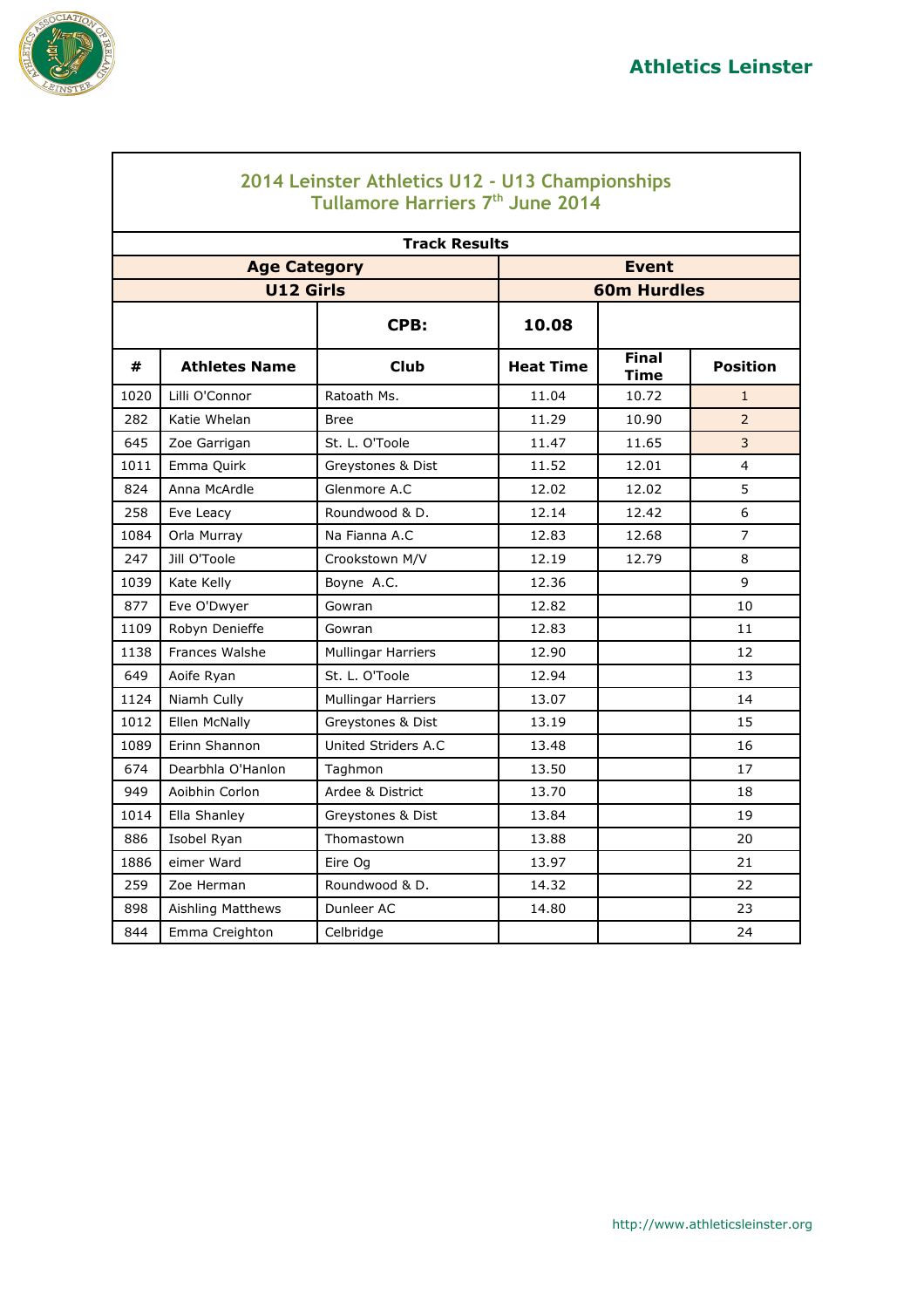Athletics Leinster

## 2014 Leinster Athletics U12 - U13 Championships
## Tullamore Harriers 7th June 2014

| Track Results | | | | | |
|---|---|---|---|---|---|
| **Age Category** | | | **Event** | | |
| **U12 Girls** | | | **60m Hurdles** | | |
| | | **CPB:** | **10.08** | | |
| **#** | **Athletes Name** | **Club** | **Heat Time** | **Final Time** | **Position** |
| 1020 | Lilli O'Connor | Ratoath Ms. | 11.04 | 10.72 | 1 |
| 282 | Katie Whelan | Bree | 11.29 | 10.90 | 2 |
| 645 | Zoe Garrigan | St. L. O'Toole | 11.47 | 11.65 | 3 |
| 1011 | Emma Quirk | Greystones & Dist | 11.52 | 12.01 | 4 |
| 824 | Anna McArdle | Glenmore A.C | 12.02 | 12.02 | 5 |
| 258 | Eve Leacy | Roundwood & D. | 12.14 | 12.42 | 6 |
| 1084 | Orla Murray | Na Fianna A.C | 12.83 | 12.68 | 7 |
| 247 | Jill O'Toole | Crookstown M/V | 12.19 | 12.79 | 8 |
| 1039 | Kate Kelly | Boyne A.C. | 12.36 | | 9 |
| 877 | Eve O'Dwyer | Gowran | 12.82 | | 10 |
| 1109 | Robyn Denieffe | Gowran | 12.83 | | 11 |
| 1138 | Frances Walshe | Mullingar Harriers | 12.90 | | 12 |
| 649 | Aoife Ryan | St. L. O'Toole | 12.94 | | 13 |
| 1124 | Niamh Cully | Mullingar Harriers | 13.07 | | 14 |
| 1012 | Ellen McNally | Greystones & Dist | 13.19 | | 15 |
| 1089 | Erinn Shannon | United Striders A.C | 13.48 | | 16 |
| 674 | Dearbhla O'Hanlon | Taghmon | 13.50 | | 17 |
| 949 | Aoibhin Corlon | Ardee & District | 13.70 | | 18 |
| 1014 | Ella Shanley | Greystones & Dist | 13.84 | | 19 |
| 886 | Isobel Ryan | Thomastown | 13.88 | | 20 |
| 1886 | eimer Ward | Eire Og | 13.97 | | 21 |
| 259 | Zoe Herman | Roundwood & D. | 14.32 | | 22 |
| 898 | Aishling Matthews | Dunleer AC | 14.80 | | 23 |
| 844 | Emma Creighton | Celbridge | | | 24 |

http://www.athleticsleinster.org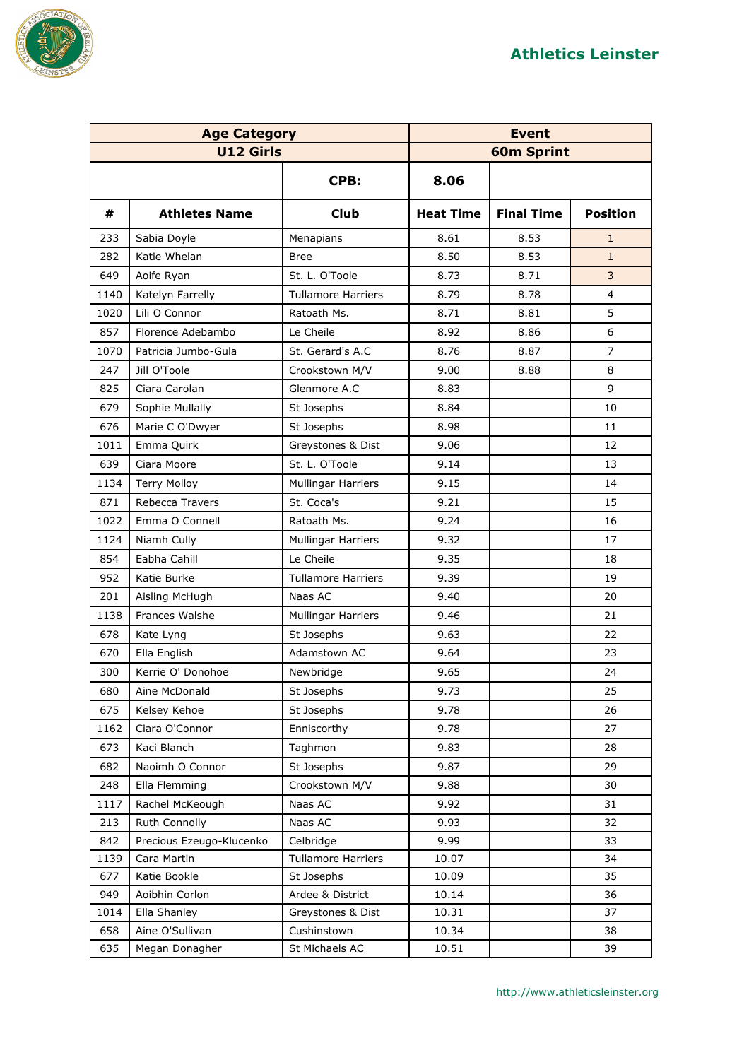## Athletics Leinster

| Age Category | | | Event | | |
|---|---|---|---|---|---|
| U12 Girls | | | 60m Sprint | | |
| | | CPB: | 8.06 | | |
| # | Athletes Name | Club | Heat Time | Final Time | Position |
| 233 | Sabia Doyle | Menapians | 8.61 | 8.53 | 1 |
| 282 | Katie Whelan | Bree | 8.50 | 8.53 | 1 |
| 649 | Aoife Ryan | St. L. O'Toole | 8.73 | 8.71 | 3 |
| 1140 | Katelyn Farrelly | Tullamore Harriers | 8.79 | 8.78 | 4 |
| 1020 | Lili O Connor | Ratoath Ms. | 8.71 | 8.81 | 5 |
| 857 | Florence Adebambo | Le Cheile | 8.92 | 8.86 | 6 |
| 1070 | Patricia Jumbo-Gula | St. Gerard's A.C | 8.76 | 8.87 | 7 |
| 247 | Jill O'Toole | Crookstown M/V | 9.00 | 8.88 | 8 |
| 825 | Ciara Carolan | Glenmore A.C | 8.83 | | 9 |
| 679 | Sophie Mullally | St Josephs | 8.84 | | 10 |
| 676 | Marie C O'Dwyer | St Josephs | 8.98 | | 11 |
| 1011 | Emma Quirk | Greystones & Dist | 9.06 | | 12 |
| 639 | Ciara Moore | St. L. O'Toole | 9.14 | | 13 |
| 1134 | Terry Molloy | Mullingar Harriers | 9.15 | | 14 |
| 871 | Rebecca Travers | St. Coca's | 9.21 | | 15 |
| 1022 | Emma O Connell | Ratoath Ms. | 9.24 | | 16 |
| 1124 | Niamh Cully | Mullingar Harriers | 9.32 | | 17 |
| 854 | Eabha Cahill | Le Cheile | 9.35 | | 18 |
| 952 | Katie Burke | Tullamore Harriers | 9.39 | | 19 |
| 201 | Aisling McHugh | Naas AC | 9.40 | | 20 |
| 1138 | Frances Walshe | Mullingar Harriers | 9.46 | | 21 |
| 678 | Kate Lyng | St Josephs | 9.63 | | 22 |
| 670 | Ella English | Adamstown AC | 9.64 | | 23 |
| 300 | Kerrie O' Donohoe | Newbridge | 9.65 | | 24 |
| 680 | Aine McDonald | St Josephs | 9.73 | | 25 |
| 675 | Kelsey Kehoe | St Josephs | 9.78 | | 26 |
| 1162 | Ciara O'Connor | Enniscorthy | 9.78 | | 27 |
| 673 | Kaci Blanch | Taghmon | 9.83 | | 28 |
| 682 | Naoimh O Connor | St Josephs | 9.87 | | 29 |
| 248 | Ella Flemming | Crookstown M/V | 9.88 | | 30 |
| 1117 | Rachel McKeough | Naas AC | 9.92 | | 31 |
| 213 | Ruth Connolly | Naas AC | 9.93 | | 32 |
| 842 | Precious Ezeugo-Klucenko | Celbridge | 9.99 | | 33 |
| 1139 | Cara Martin | Tullamore Harriers | 10.07 | | 34 |
| 677 | Katie Bookle | St Josephs | 10.09 | | 35 |
| 949 | Aoibhin Corlon | Ardee & District | 10.14 | | 36 |
| 1014 | Ella Shanley | Greystones & Dist | 10.31 | | 37 |
| 658 | Aine O'Sullivan | Cushinstown | 10.34 | | 38 |
| 635 | Megan Donagher | St Michaels AC | 10.51 | | 39 |

http://www.athleticsleinster.org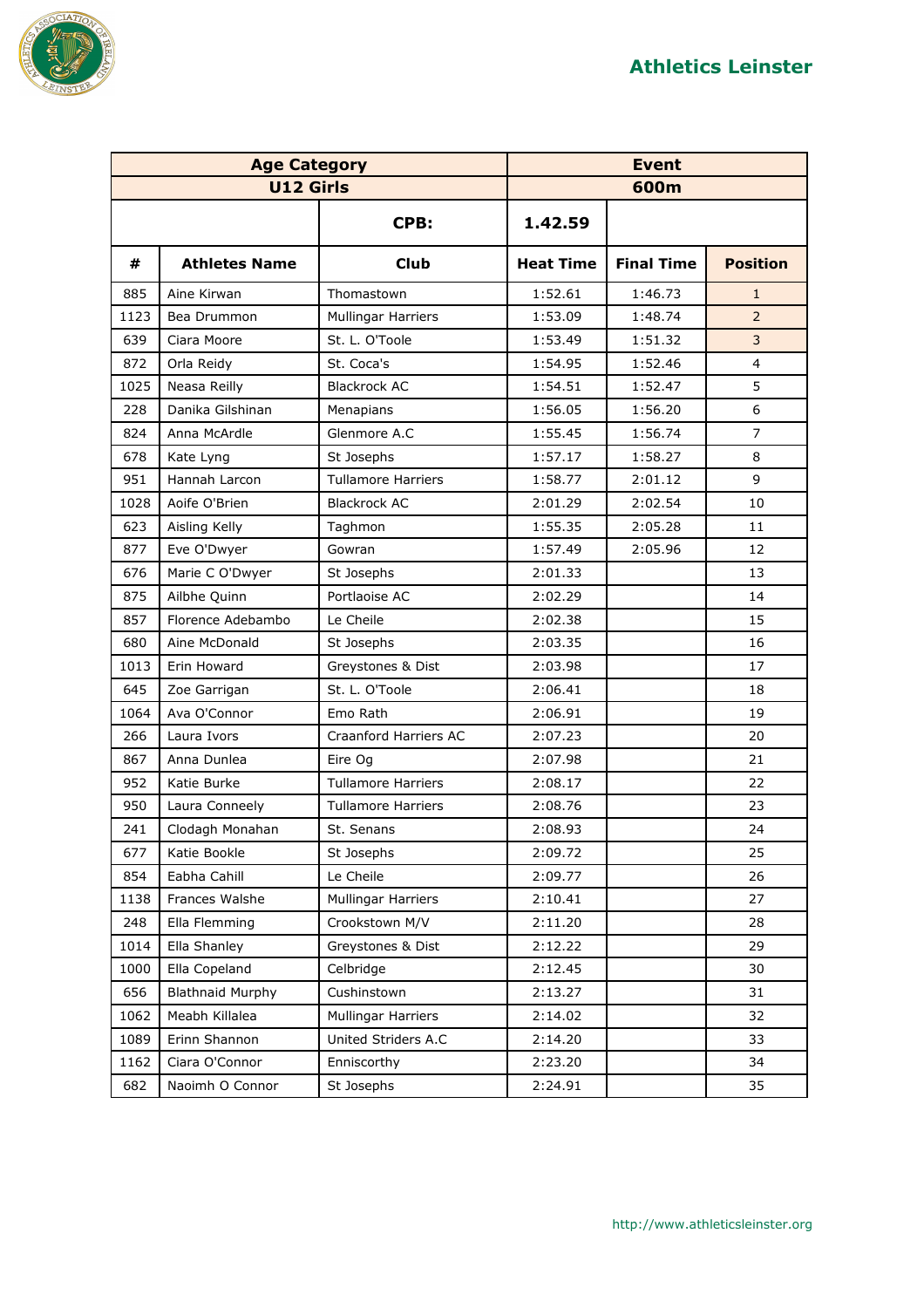## Athletics Leinster

| Age Category | | | Event | | |
|---|---|---|---|---|---|
| U12 Girls | | | 600m | | |
| | | CPB: | 1.42.59 | | |
| # | Athletes Name | Club | Heat Time | Final Time | Position |
| 885 | Aine Kirwan | Thomastown | 1:52.61 | 1:46.73 | 1 |
| 1123 | Bea Drummon | Mullingar Harriers | 1:53.09 | 1:48.74 | 2 |
| 639 | Ciara Moore | St. L. O'Toole | 1:53.49 | 1:51.32 | 3 |
| 872 | Orla Reidy | St. Coca's | 1:54.95 | 1:52.46 | 4 |
| 1025 | Neasa Reilly | Blackrock AC | 1:54.51 | 1:52.47 | 5 |
| 228 | Danika Gilshinan | Menapians | 1:56.05 | 1:56.20 | 6 |
| 824 | Anna McArdle | Glenmore A.C | 1:55.45 | 1:56.74 | 7 |
| 678 | Kate Lyng | St Josephs | 1:57.17 | 1:58.27 | 8 |
| 951 | Hannah Larcon | Tullamore Harriers | 1:58.77 | 2:01.12 | 9 |
| 1028 | Aoife O'Brien | Blackrock AC | 2:01.29 | 2:02.54 | 10 |
| 623 | Aisling Kelly | Taghmon | 1:55.35 | 2:05.28 | 11 |
| 877 | Eve O'Dwyer | Gowran | 1:57.49 | 2:05.96 | 12 |
| 676 | Marie C O'Dwyer | St Josephs | 2:01.33 | | 13 |
| 875 | Ailbhe Quinn | Portlaoise AC | 2:02.29 | | 14 |
| 857 | Florence Adebambo | Le Cheile | 2:02.38 | | 15 |
| 680 | Aine McDonald | St Josephs | 2:03.35 | | 16 |
| 1013 | Erin Howard | Greystones & Dist | 2:03.98 | | 17 |
| 645 | Zoe Garrigan | St. L. O'Toole | 2:06.41 | | 18 |
| 1064 | Ava O'Connor | Emo Rath | 2:06.91 | | 19 |
| 266 | Laura Ivors | Craanford Harriers AC | 2:07.23 | | 20 |
| 867 | Anna Dunlea | Eire Og | 2:07.98 | | 21 |
| 952 | Katie Burke | Tullamore Harriers | 2:08.17 | | 22 |
| 950 | Laura Conneely | Tullamore Harriers | 2:08.76 | | 23 |
| 241 | Clodagh Monahan | St. Senans | 2:08.93 | | 24 |
| 677 | Katie Bookle | St Josephs | 2:09.72 | | 25 |
| 854 | Eabha Cahill | Le Cheile | 2:09.77 | | 26 |
| 1138 | Frances Walshe | Mullingar Harriers | 2:10.41 | | 27 |
| 248 | Ella Flemming | Crookstown M/V | 2:11.20 | | 28 |
| 1014 | Ella Shanley | Greystones & Dist | 2:12.22 | | 29 |
| 1000 | Ella Copeland | Celbridge | 2:12.45 | | 30 |
| 656 | Blathnaid Murphy | Cushinstown | 2:13.27 | | 31 |
| 1062 | Meabh Killalea | Mullingar Harriers | 2:14.02 | | 32 |
| 1089 | Erinn Shannon | United Striders A.C | 2:14.20 | | 33 |
| 1162 | Ciara O'Connor | Enniscorthy | 2:23.20 | | 34 |
| 682 | Naoimh O Connor | St Josephs | 2:24.91 | | 35 |

http://www.athleticsleinster.org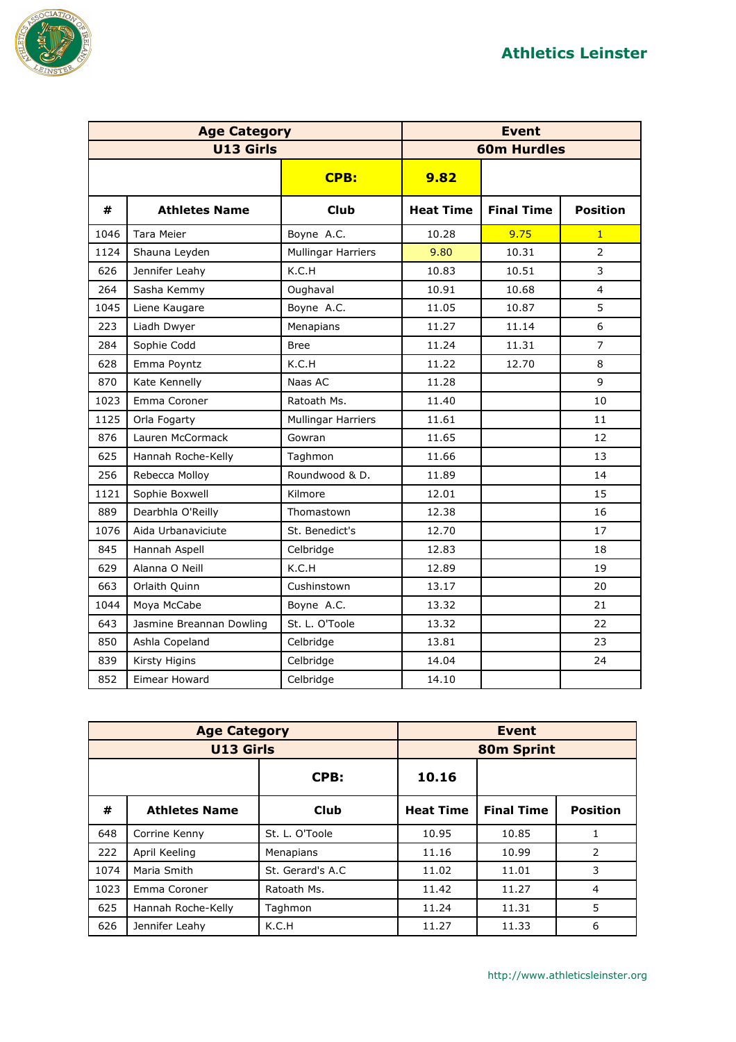# Athletics Leinster

| Age Category | | | Event | | |
|---|---|---|---|---|---|
| U13 Girls | | | 60m Hurdles | | |
| | | CPB: | 9.82 | | |
| # | Athletes Name | Club | Heat Time | Final Time | Position |
| 1046 | Tara Meier | Boyne A.C. | 10.28 | 9.75 | 1 |
| 1124 | Shauna Leyden | Mullingar Harriers | 9.80 | 10.31 | 2 |
| 626 | Jennifer Leahy | K.C.H | 10.83 | 10.51 | 3 |
| 264 | Sasha Kemmy | Oughaval | 10.91 | 10.68 | 4 |
| 1045 | Liene Kaugare | Boyne A.C. | 11.05 | 10.87 | 5 |
| 223 | Liadh Dwyer | Menapians | 11.27 | 11.14 | 6 |
| 284 | Sophie Codd | Bree | 11.24 | 11.31 | 7 |
| 628 | Emma Poyntz | K.C.H | 11.22 | 12.70 | 8 |
| 870 | Kate Kennelly | Naas AC | 11.28 | | 9 |
| 1023 | Emma Coroner | Ratoath Ms. | 11.40 | | 10 |
| 1125 | Orla Fogarty | Mullingar Harriers | 11.61 | | 11 |
| 876 | Lauren McCormack | Gowran | 11.65 | | 12 |
| 625 | Hannah Roche-Kelly | Taghmon | 11.66 | | 13 |
| 256 | Rebecca Molloy | Roundwood & D. | 11.89 | | 14 |
| 1121 | Sophie Boxwell | Kilmore | 12.01 | | 15 |
| 889 | Dearbhla O'Reilly | Thomastown | 12.38 | | 16 |
| 1076 | Aida Urbanaviciute | St. Benedict's | 12.70 | | 17 |
| 845 | Hannah Aspell | Celbridge | 12.83 | | 18 |
| 629 | Alanna O Neill | K.C.H | 12.89 | | 19 |
| 663 | Orlaith Quinn | Cushinstown | 13.17 | | 20 |
| 1044 | Moya McCabe | Boyne A.C. | 13.32 | | 21 |
| 643 | Jasmine Breannan Dowling | St. L. O'Toole | 13.32 | | 22 |
| 850 | Ashla Copeland | Celbridge | 13.81 | | 23 |
| 839 | Kirsty Higins | Celbridge | 14.04 | | 24 |
| 852 | Eimear Howard | Celbridge | 14.10 | | |

| Age Category | | | Event | | |
|---|---|---|---|---|---|
| U13 Girls | | | 80m Sprint | | |
| | | CPB: | 10.16 | | |
| # | Athletes Name | Club | Heat Time | Final Time | Position |
| 648 | Corrine Kenny | St. L. O'Toole | 10.95 | 10.85 | 1 |
| 222 | April Keeling | Menapians | 11.16 | 10.99 | 2 |
| 1074 | Maria Smith | St. Gerard's A.C | 11.02 | 11.01 | 3 |
| 1023 | Emma Coroner | Ratoath Ms. | 11.42 | 11.27 | 4 |
| 625 | Hannah Roche-Kelly | Taghmon | 11.24 | 11.31 | 5 |
| 626 | Jennifer Leahy | K.C.H | 11.27 | 11.33 | 6 |

http://www.athleticsleinster.org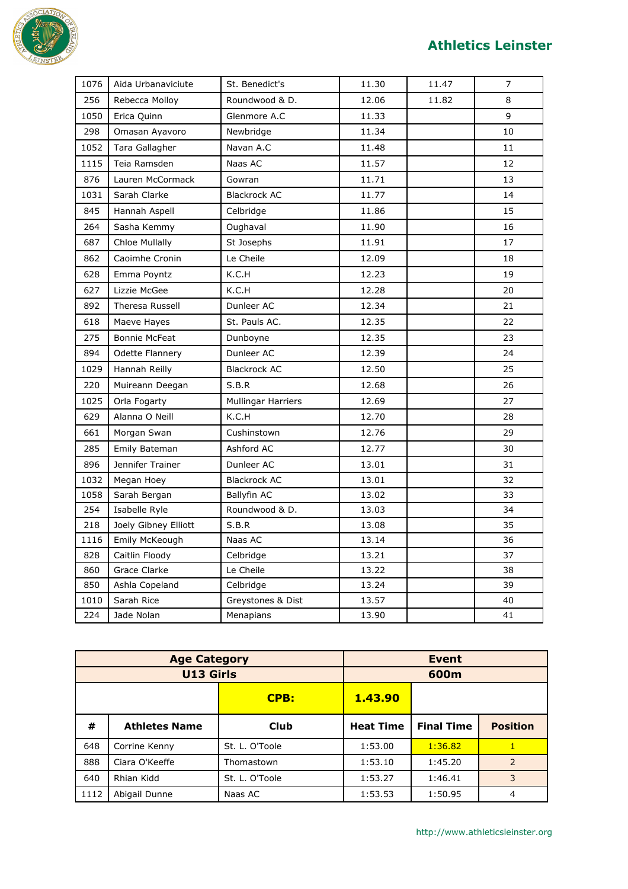| | | | | | |
|---|---|---|---|---|---|
| 1076 | Aida Urbanaviciute | St. Benedict's | 11.30 | 11.47 | 7 |
| 256 | Rebecca Molloy | Roundwood & D. | 12.06 | 11.82 | 8 |
| 1050 | Erica Quinn | Glenmore A.C | 11.33 | | 9 |
| 298 | Omasan Ayavoro | Newbridge | 11.34 | | 10 |
| 1052 | Tara Gallagher | Navan A.C | 11.48 | | 11 |
| 1115 | Teia Ramsden | Naas AC | 11.57 | | 12 |
| 876 | Lauren McCormack | Gowran | 11.71 | | 13 |
| 1031 | Sarah Clarke | Blackrock AC | 11.77 | | 14 |
| 845 | Hannah Aspell | Celbridge | 11.86 | | 15 |
| 264 | Sasha Kemmy | Oughaval | 11.90 | | 16 |
| 687 | Chloe Mullally | St Josephs | 11.91 | | 17 |
| 862 | Caoimhe Cronin | Le Cheile | 12.09 | | 18 |
| 628 | Emma Poyntz | K.C.H | 12.23 | | 19 |
| 627 | Lizzie McGee | K.C.H | 12.28 | | 20 |
| 892 | Theresa Russell | Dunleer AC | 12.34 | | 21 |
| 618 | Maeve Hayes | St. Pauls AC. | 12.35 | | 22 |
| 275 | Bonnie McFeat | Dunboyne | 12.35 | | 23 |
| 894 | Odette Flannery | Dunleer AC | 12.39 | | 24 |
| 1029 | Hannah Reilly | Blackrock AC | 12.50 | | 25 |
| 220 | Muireann Deegan | S.B.R | 12.68 | | 26 |
| 1025 | Orla Fogarty | Mullingar Harriers | 12.69 | | 27 |
| 629 | Alanna O Neill | K.C.H | 12.70 | | 28 |
| 661 | Morgan Swan | Cushinstown | 12.76 | | 29 |
| 285 | Emily Bateman | Ashford AC | 12.77 | | 30 |
| 896 | Jennifer Trainer | Dunleer AC | 13.01 | | 31 |
| 1032 | Megan Hoey | Blackrock AC | 13.01 | | 32 |
| 1058 | Sarah Bergan | Ballyfin AC | 13.02 | | 33 |
| 254 | Isabelle Ryle | Roundwood & D. | 13.03 | | 34 |
| 218 | Joely Gibney Elliott | S.B.R | 13.08 | | 35 |
| 1116 | Emily McKeough | Naas AC | 13.14 | | 36 |
| 828 | Caitlin Floody | Celbridge | 13.21 | | 37 |
| 860 | Grace Clarke | Le Cheile | 13.22 | | 38 |
| 850 | Ashla Copeland | Celbridge | 13.24 | | 39 |
| 1010 | Sarah Rice | Greystones & Dist | 13.57 | | 40 |
| 224 | Jade Nolan | Menapians | 13.90 | | 41 |

| **Age Category** | | | **Event** | | |
|---|---|---|---|---|---|
| **U13 Girls** | | | **600m** | | |
| | | **CPB:** | **1.43.90** | | |
| **#** | **Athletes Name** | **Club** | **Heat Time** | **Final Time** | **Position** |
| 648 | Corrine Kenny | St. L. O'Toole | 1:53.00 | 1:36.82 | 1 |
| 888 | Ciara O'Keeffe | Thomastown | 1:53.10 | 1:45.20 | 2 |
| 640 | Rhian Kidd | St. L. O'Toole | 1:53.27 | 1:46.41 | 3 |
| 1112 | Abigail Dunne | Naas AC | 1:53.53 | 1:50.95 | 4 |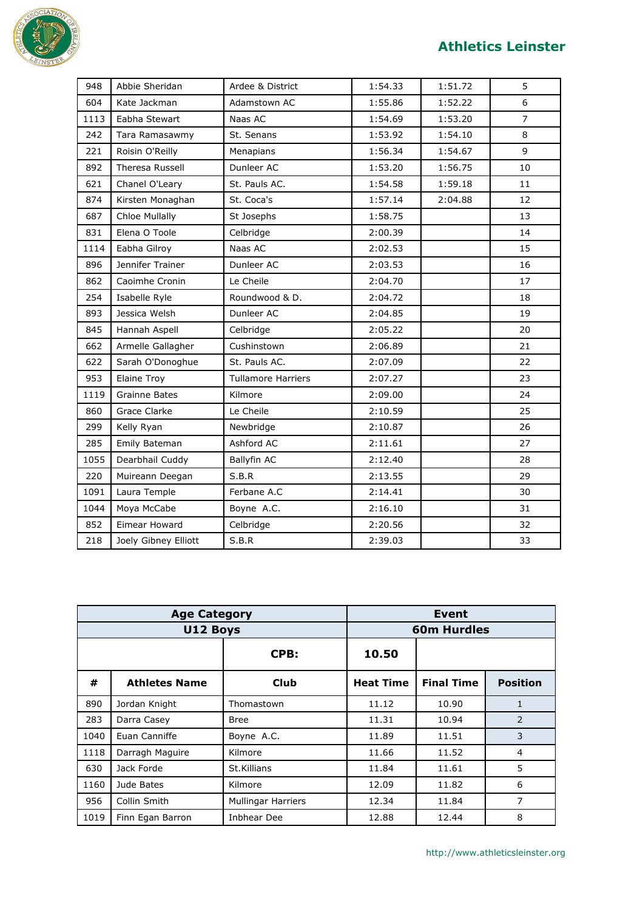| 948 | Abbie Sheridan | Ardee & District | 1:54.33 | 1:51.72 | 5 |
|---|---|---|---|---|---|
| 604 | Kate Jackman | Adamstown AC | 1:55.86 | 1:52.22 | 6 |
| 1113 | Eabha Stewart | Naas AC | 1:54.69 | 1:53.20 | 7 |
| 242 | Tara Ramasawmy | St. Senans | 1:53.92 | 1:54.10 | 8 |
| 221 | Roisin O'Reilly | Menapians | 1:56.34 | 1:54.67 | 9 |
| 892 | Theresa Russell | Dunleer AC | 1:53.20 | 1:56.75 | 10 |
| 621 | Chanel O'Leary | St. Pauls AC. | 1:54.58 | 1:59.18 | 11 |
| 874 | Kirsten Monaghan | St. Coca's | 1:57.14 | 2:04.88 | 12 |
| 687 | Chloe Mullally | St Josephs | 1:58.75 | | 13 |
| 831 | Elena O Toole | Celbridge | 2:00.39 | | 14 |
| 1114 | Eabha Gilroy | Naas AC | 2:02.53 | | 15 |
| 896 | Jennifer Trainer | Dunleer AC | 2:03.53 | | 16 |
| 862 | Caoimhe Cronin | Le Cheile | 2:04.70 | | 17 |
| 254 | Isabelle Ryle | Roundwood & D. | 2:04.72 | | 18 |
| 893 | Jessica Welsh | Dunleer AC | 2:04.85 | | 19 |
| 845 | Hannah Aspell | Celbridge | 2:05.22 | | 20 |
| 662 | Armelle Gallagher | Cushinstown | 2:06.89 | | 21 |
| 622 | Sarah O'Donoghue | St. Pauls AC. | 2:07.09 | | 22 |
| 953 | Elaine Troy | Tullamore Harriers | 2:07.27 | | 23 |
| 1119 | Grainne Bates | Kilmore | 2:09.00 | | 24 |
| 860 | Grace Clarke | Le Cheile | 2:10.59 | | 25 |
| 299 | Kelly Ryan | Newbridge | 2:10.87 | | 26 |
| 285 | Emily Bateman | Ashford AC | 2:11.61 | | 27 |
| 1055 | Dearbhail Cuddy | Ballyfin AC | 2:12.40 | | 28 |
| 220 | Muireann Deegan | S.B.R | 2:13.55 | | 29 |
| 1091 | Laura Temple | Ferbane A.C | 2:14.41 | | 30 |
| 1044 | Moya McCabe | Boyne A.C. | 2:16.10 | | 31 |
| 852 | Eimear Howard | Celbridge | 2:20.56 | | 32 |
| 218 | Joely Gibney Elliott | S.B.R | 2:39.03 | | 33 |

| **Age Category** | | | **Event** | | |
|---|---|---|---|---|---|
| **U12 Boys** | | | **60m Hurdles** | | |
| | | **CPB:** | **10.50** | | |
| **#** | **Athletes Name** | **Club** | **Heat Time** | **Final Time** | **Position** |
| 890 | Jordan Knight | Thomastown | 11.12 | 10.90 | 1 |
| 283 | Darra Casey | Bree | 11.31 | 10.94 | 2 |
| 1040 | Euan Canniffe | Boyne A.C. | 11.89 | 11.51 | 3 |
| 1118 | Darragh Maguire | Kilmore | 11.66 | 11.52 | 4 |
| 630 | Jack Forde | St.Killians | 11.84 | 11.61 | 5 |
| 1160 | Jude Bates | Kilmore | 12.09 | 11.82 | 6 |
| 956 | Collin Smith | Mullingar Harriers | 12.34 | 11.84 | 7 |
| 1019 | Finn Egan Barron | Inbhear Dee | 12.88 | 12.44 | 8 |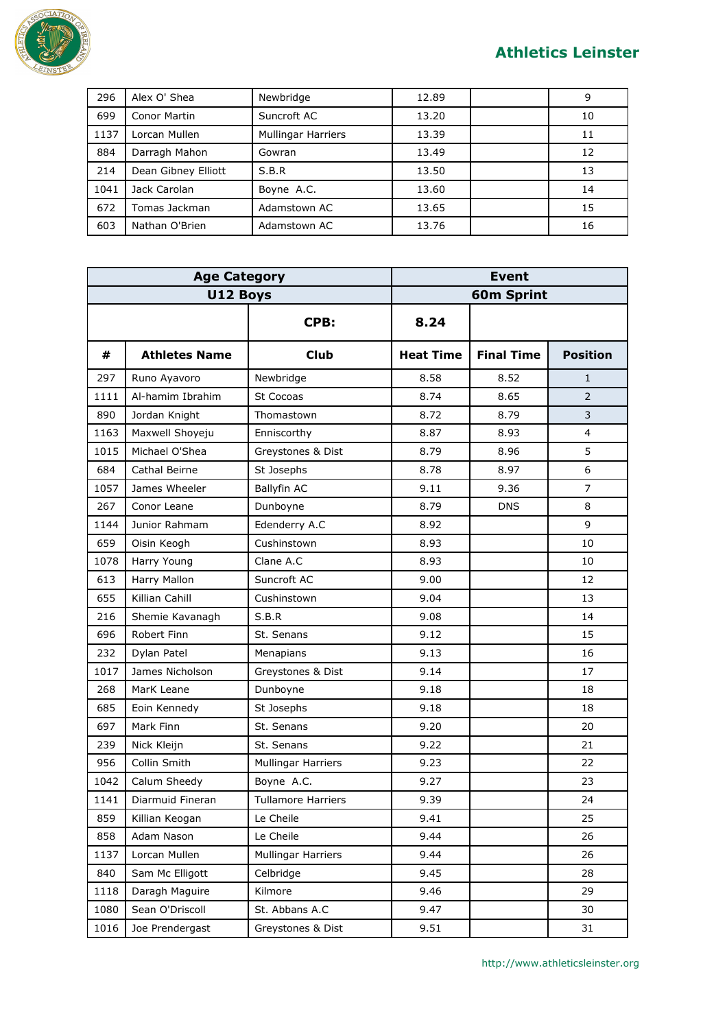| | | | | | |
|---|---|---|---|---|---|
| 296 | Alex O' Shea | Newbridge | 12.89 | | 9 |
| 699 | Conor Martin | Suncroft AC | 13.20 | | 10 |
| 1137 | Lorcan Mullen | Mullingar Harriers | 13.39 | | 11 |
| 884 | Darragh Mahon | Gowran | 13.49 | | 12 |
| 214 | Dean Gibney Elliott | S.B.R | 13.50 | | 13 |
| 1041 | Jack Carolan | Boyne A.C. | 13.60 | | 14 |
| 672 | Tomas Jackman | Adamstown AC | 13.65 | | 15 |
| 603 | Nathan O'Brien | Adamstown AC | 13.76 | | 16 |

| **Age Category** | | | **Event** | | |
|---|---|---|---|---|---|
| **U12 Boys** | | | **60m Sprint** | | |
| | | **CPB:** | **8.24** | | |
| **#** | **Athletes Name** | **Club** | **Heat Time** | **Final Time** | **Position** |
| 297 | Runo Ayavoro | Newbridge | 8.58 | 8.52 | 1 |
| 1111 | Al-hamim Ibrahim | St Cocoas | 8.74 | 8.65 | 2 |
| 890 | Jordan Knight | Thomastown | 8.72 | 8.79 | 3 |
| 1163 | Maxwell Shoyeju | Enniscorthy | 8.87 | 8.93 | 4 |
| 1015 | Michael O'Shea | Greystones & Dist | 8.79 | 8.96 | 5 |
| 684 | Cathal Beirne | St Josephs | 8.78 | 8.97 | 6 |
| 1057 | James Wheeler | Ballyfin AC | 9.11 | 9.36 | 7 |
| 267 | Conor Leane | Dunboyne | 8.79 | DNS | 8 |
| 1144 | Junior Rahmam | Edenderry A.C | 8.92 | | 9 |
| 659 | Oisin Keogh | Cushinstown | 8.93 | | 10 |
| 1078 | Harry Young | Clane A.C | 8.93 | | 10 |
| 613 | Harry Mallon | Suncroft AC | 9.00 | | 12 |
| 655 | Killian Cahill | Cushinstown | 9.04 | | 13 |
| 216 | Shemie Kavanagh | S.B.R | 9.08 | | 14 |
| 696 | Robert Finn | St. Senans | 9.12 | | 15 |
| 232 | Dylan Patel | Menapians | 9.13 | | 16 |
| 1017 | James Nicholson | Greystones & Dist | 9.14 | | 17 |
| 268 | MarK Leane | Dunboyne | 9.18 | | 18 |
| 685 | Eoin Kennedy | St Josephs | 9.18 | | 18 |
| 697 | Mark Finn | St. Senans | 9.20 | | 20 |
| 239 | Nick Kleijn | St. Senans | 9.22 | | 21 |
| 956 | Collin Smith | Mullingar Harriers | 9.23 | | 22 |
| 1042 | Calum Sheedy | Boyne A.C. | 9.27 | | 23 |
| 1141 | Diarmuid Fineran | Tullamore Harriers | 9.39 | | 24 |
| 859 | Killian Keogan | Le Cheile | 9.41 | | 25 |
| 858 | Adam Nason | Le Cheile | 9.44 | | 26 |
| 1137 | Lorcan Mullen | Mullingar Harriers | 9.44 | | 26 |
| 840 | Sam Mc Elligott | Celbridge | 9.45 | | 28 |
| 1118 | Daragh Maguire | Kilmore | 9.46 | | 29 |
| 1080 | Sean O'Driscoll | St. Abbans A.C | 9.47 | | 30 |
| 1016 | Joe Prendergast | Greystones & Dist | 9.51 | | 31 |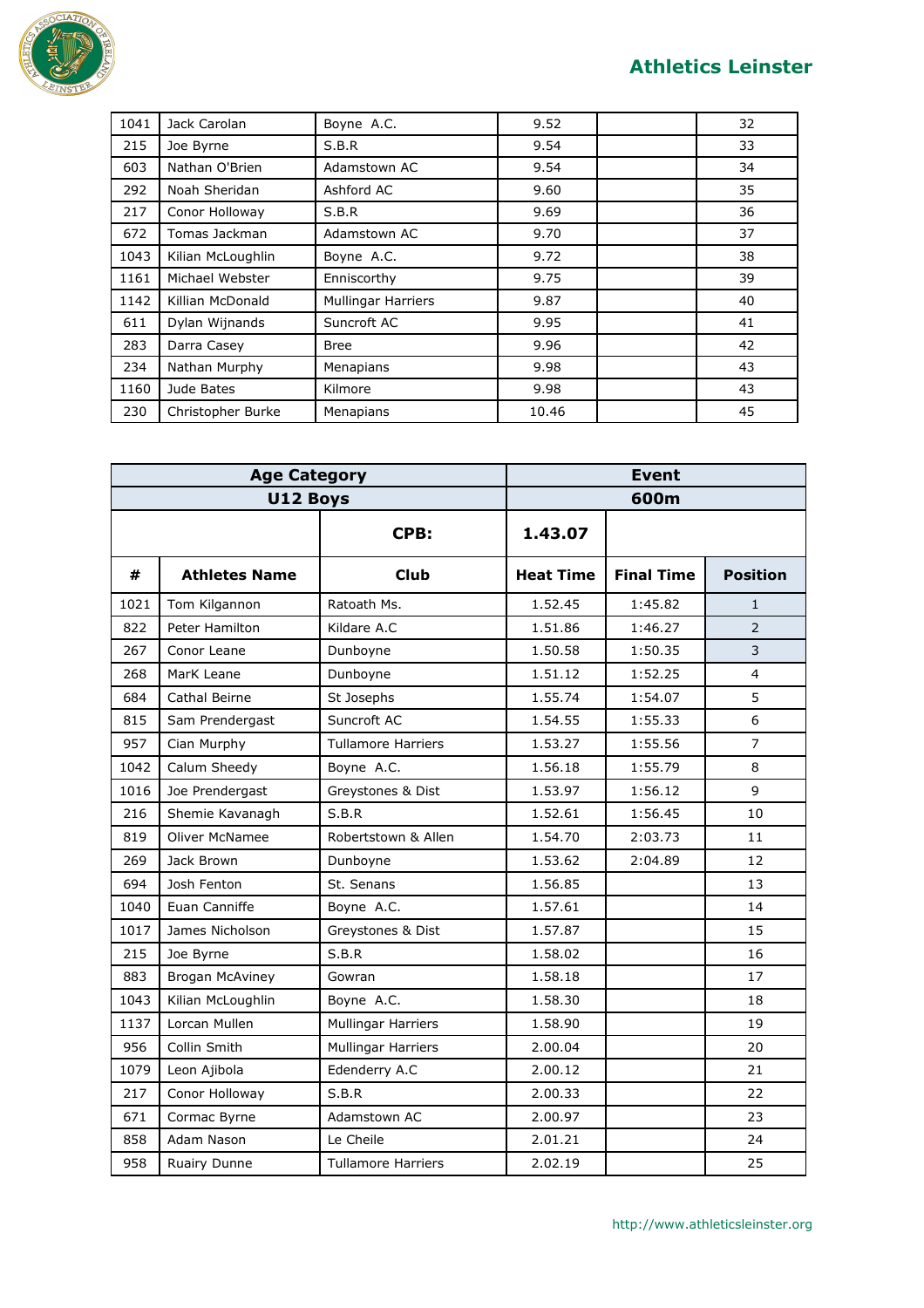| | | | | | |
|---|---|---|---|---|---|
| 1041 | Jack Carolan | Boyne A.C. | 9.52 | | 32 |
| 215 | Joe Byrne | S.B.R | 9.54 | | 33 |
| 603 | Nathan O'Brien | Adamstown AC | 9.54 | | 34 |
| 292 | Noah Sheridan | Ashford AC | 9.60 | | 35 |
| 217 | Conor Holloway | S.B.R | 9.69 | | 36 |
| 672 | Tomas Jackman | Adamstown AC | 9.70 | | 37 |
| 1043 | Kilian McLoughlin | Boyne A.C. | 9.72 | | 38 |
| 1161 | Michael Webster | Enniscorthy | 9.75 | | 39 |
| 1142 | Killian McDonald | Mullingar Harriers | 9.87 | | 40 |
| 611 | Dylan Wijnands | Suncroft AC | 9.95 | | 41 |
| 283 | Darra Casey | Bree | 9.96 | | 42 |
| 234 | Nathan Murphy | Menapians | 9.98 | | 43 |
| 1160 | Jude Bates | Kilmore | 9.98 | | 43 |
| 230 | Christopher Burke | Menapians | 10.46 | | 45 |

| **Age Category** | | | **Event** | | |
|---|---|---|---|---|---|
| **U12 Boys** | | | **600m** | | |
| | | **CPB:** | **1.43.07** | | |
| **#** | **Athletes Name** | **Club** | **Heat Time** | **Final Time** | **Position** |
| 1021 | Tom Kilgannon | Ratoath Ms. | 1.52.45 | 1:45.82 | 1 |
| 822 | Peter Hamilton | Kildare A.C | 1.51.86 | 1:46.27 | 2 |
| 267 | Conor Leane | Dunboyne | 1.50.58 | 1:50.35 | 3 |
| 268 | MarK Leane | Dunboyne | 1.51.12 | 1:52.25 | 4 |
| 684 | Cathal Beirne | St Josephs | 1.55.74 | 1:54.07 | 5 |
| 815 | Sam Prendergast | Suncroft AC | 1.54.55 | 1:55.33 | 6 |
| 957 | Cian Murphy | Tullamore Harriers | 1.53.27 | 1:55.56 | 7 |
| 1042 | Calum Sheedy | Boyne A.C. | 1.56.18 | 1:55.79 | 8 |
| 1016 | Joe Prendergast | Greystones & Dist | 1.53.97 | 1:56.12 | 9 |
| 216 | Shemie Kavanagh | S.B.R | 1.52.61 | 1:56.45 | 10 |
| 819 | Oliver McNamee | Robertstown & Allen | 1.54.70 | 2:03.73 | 11 |
| 269 | Jack Brown | Dunboyne | 1.53.62 | 2:04.89 | 12 |
| 694 | Josh Fenton | St. Senans | 1.56.85 | | 13 |
| 1040 | Euan Canniffe | Boyne A.C. | 1.57.61 | | 14 |
| 1017 | James Nicholson | Greystones & Dist | 1.57.87 | | 15 |
| 215 | Joe Byrne | S.B.R | 1.58.02 | | 16 |
| 883 | Brogan McAviney | Gowran | 1.58.18 | | 17 |
| 1043 | Kilian McLoughlin | Boyne A.C. | 1.58.30 | | 18 |
| 1137 | Lorcan Mullen | Mullingar Harriers | 1.58.90 | | 19 |
| 956 | Collin Smith | Mullingar Harriers | 2.00.04 | | 20 |
| 1079 | Leon Ajibola | Edenderry A.C | 2.00.12 | | 21 |
| 217 | Conor Holloway | S.B.R | 2.00.33 | | 22 |
| 671 | Cormac Byrne | Adamstown AC | 2.00.97 | | 23 |
| 858 | Adam Nason | Le Cheile | 2.01.21 | | 24 |
| 958 | Ruairy Dunne | Tullamore Harriers | 2.02.19 | | 25 |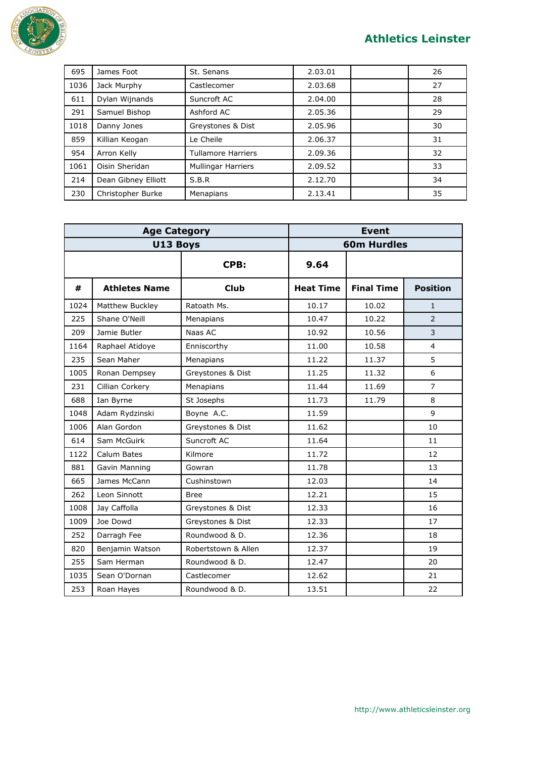| 695 | James Foot | St. Senans | 2.03.01 | | 26 |
|---|---|---|---|---|---|
| 1036 | Jack Murphy | Castlecomer | 2.03.68 | | 27 |
| 611 | Dylan Wijnands | Suncroft AC | 2.04.00 | | 28 |
| 291 | Samuel Bishop | Ashford AC | 2.05.36 | | 29 |
| 1018 | Danny Jones | Greystones & Dist | 2.05.96 | | 30 |
| 859 | Killian Keogan | Le Cheile | 2.06.37 | | 31 |
| 954 | Arron Kelly | Tullamore Harriers | 2.09.36 | | 32 |
| 1061 | Oisin Sheridan | Mullingar Harriers | 2.09.52 | | 33 |
| 214 | Dean Gibney Elliott | S.B.R | 2.12.70 | | 34 |
| 230 | Christopher Burke | Menapians | 2.13.41 | | 35 |

| **Age Category** | | | **Event** | | |
|---|---|---|---|---|---|
| **U13 Boys** | | | **60m Hurdles** | | |
| | | **CPB:** | **9.64** | | |
| **#** | **Athletes Name** | **Club** | **Heat Time** | **Final Time** | **Position** |
| 1024 | Matthew Buckley | Ratoath Ms. | 10.17 | 10.02 | 1 |
| 225 | Shane O'Neill | Menapians | 10.47 | 10.22 | 2 |
| 209 | Jamie Butler | Naas AC | 10.92 | 10.56 | 3 |
| 1164 | Raphael Atidoye | Enniscorthy | 11.00 | 10.58 | 4 |
| 235 | Sean Maher | Menapians | 11.22 | 11.37 | 5 |
| 1005 | Ronan Dempsey | Greystones & Dist | 11.25 | 11.32 | 6 |
| 231 | Cillian Corkery | Menapians | 11.44 | 11.69 | 7 |
| 688 | Ian Byrne | St Josephs | 11.73 | 11.79 | 8 |
| 1048 | Adam Rydzinski | Boyne A.C. | 11.59 | | 9 |
| 1006 | Alan Gordon | Greystones & Dist | 11.62 | | 10 |
| 614 | Sam McGuirk | Suncroft AC | 11.64 | | 11 |
| 1122 | Calum Bates | Kilmore | 11.72 | | 12 |
| 881 | Gavin Manning | Gowran | 11.78 | | 13 |
| 665 | James McCann | Cushinstown | 12.03 | | 14 |
| 262 | Leon Sinnott | Bree | 12.21 | | 15 |
| 1008 | Jay Caffolla | Greystones & Dist | 12.33 | | 16 |
| 1009 | Joe Dowd | Greystones & Dist | 12.33 | | 17 |
| 252 | Darragh Fee | Roundwood & D. | 12.36 | | 18 |
| 820 | Benjamin Watson | Robertstown & Allen | 12.37 | | 19 |
| 255 | Sam Herman | Roundwood & D. | 12.47 | | 20 |
| 1035 | Sean O'Dornan | Castlecomer | 12.62 | | 21 |
| 253 | Roan Hayes | Roundwood & D. | 13.51 | | 22 |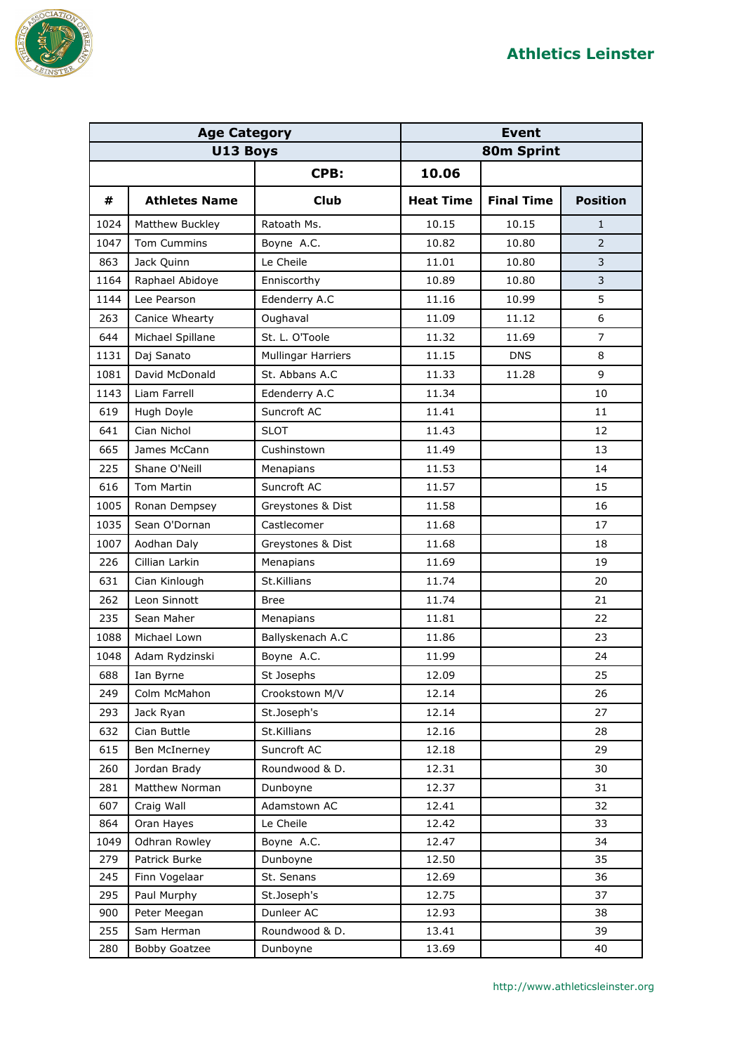## Athletics Leinster

| Age Category | | | Event | | |
|---|---|---|---|---|---|
| U13 Boys | | | 80m Sprint | | |
| | | CPB: | 10.06 | | |
| # | Athletes Name | Club | Heat Time | Final Time | Position |
| 1024 | Matthew Buckley | Ratoath Ms. | 10.15 | 10.15 | 1 |
| 1047 | Tom Cummins | Boyne A.C. | 10.82 | 10.80 | 2 |
| 863 | Jack Quinn | Le Cheile | 11.01 | 10.80 | 3 |
| 1164 | Raphael Abidoye | Enniscorthy | 10.89 | 10.80 | 3 |
| 1144 | Lee Pearson | Edenderry A.C | 11.16 | 10.99 | 5 |
| 263 | Canice Whearty | Oughaval | 11.09 | 11.12 | 6 |
| 644 | Michael Spillane | St. L. O'Toole | 11.32 | 11.69 | 7 |
| 1131 | Daj Sanato | Mullingar Harriers | 11.15 | DNS | 8 |
| 1081 | David McDonald | St. Abbans A.C | 11.33 | 11.28 | 9 |
| 1143 | Liam Farrell | Edenderry A.C | 11.34 | | 10 |
| 619 | Hugh Doyle | Suncroft AC | 11.41 | | 11 |
| 641 | Cian Nichol | SLOT | 11.43 | | 12 |
| 665 | James McCann | Cushinstown | 11.49 | | 13 |
| 225 | Shane O'Neill | Menapians | 11.53 | | 14 |
| 616 | Tom Martin | Suncroft AC | 11.57 | | 15 |
| 1005 | Ronan Dempsey | Greystones & Dist | 11.58 | | 16 |
| 1035 | Sean O'Dornan | Castlecomer | 11.68 | | 17 |
| 1007 | Aodhan Daly | Greystones & Dist | 11.68 | | 18 |
| 226 | Cillian Larkin | Menapians | 11.69 | | 19 |
| 631 | Cian Kinlough | St.Killians | 11.74 | | 20 |
| 262 | Leon Sinnott | Bree | 11.74 | | 21 |
| 235 | Sean Maher | Menapians | 11.81 | | 22 |
| 1088 | Michael Lown | Ballyskenach A.C | 11.86 | | 23 |
| 1048 | Adam Rydzinski | Boyne A.C. | 11.99 | | 24 |
| 688 | Ian Byrne | St Josephs | 12.09 | | 25 |
| 249 | Colm McMahon | Crookstown M/V | 12.14 | | 26 |
| 293 | Jack Ryan | St.Joseph's | 12.14 | | 27 |
| 632 | Cian Buttle | St.Killians | 12.16 | | 28 |
| 615 | Ben McInerney | Suncroft AC | 12.18 | | 29 |
| 260 | Jordan Brady | Roundwood & D. | 12.31 | | 30 |
| 281 | Matthew Norman | Dunboyne | 12.37 | | 31 |
| 607 | Craig Wall | Adamstown AC | 12.41 | | 32 |
| 864 | Oran Hayes | Le Cheile | 12.42 | | 33 |
| 1049 | Odhran Rowley | Boyne A.C. | 12.47 | | 34 |
| 279 | Patrick Burke | Dunboyne | 12.50 | | 35 |
| 245 | Finn Vogelaar | St. Senans | 12.69 | | 36 |
| 295 | Paul Murphy | St.Joseph's | 12.75 | | 37 |
| 900 | Peter Meegan | Dunleer AC | 12.93 | | 38 |
| 255 | Sam Herman | Roundwood & D. | 13.41 | | 39 |
| 280 | Bobby Goatzee | Dunboyne | 13.69 | | 40 |

http://www.athleticsleinster.org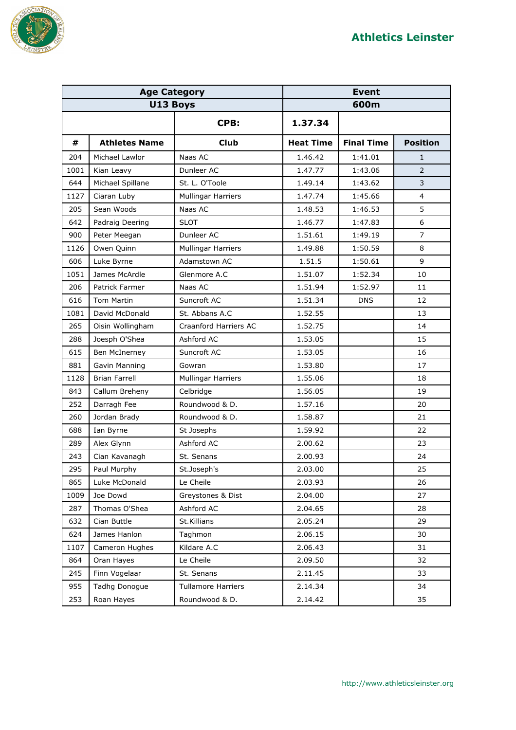## Athletics Leinster

| Age Category | | | Event | | |
|---|---|---|---|---|---|
| U13 Boys | | | 600m | | |
| | | CPB: | 1.37.34 | | |
| # | Athletes Name | Club | Heat Time | Final Time | Position |
| 204 | Michael Lawlor | Naas AC | 1.46.42 | 1:41.01 | 1 |
| 1001 | Kian Leavy | Dunleer AC | 1.47.77 | 1:43.06 | 2 |
| 644 | Michael Spillane | St. L. O'Toole | 1.49.14 | 1:43.62 | 3 |
| 1127 | Ciaran Luby | Mullingar Harriers | 1.47.74 | 1:45.66 | 4 |
| 205 | Sean Woods | Naas AC | 1.48.53 | 1:46.53 | 5 |
| 642 | Padraig Deering | SLOT | 1.46.77 | 1:47.83 | 6 |
| 900 | Peter Meegan | Dunleer AC | 1.51.61 | 1:49.19 | 7 |
| 1126 | Owen Quinn | Mullingar Harriers | 1.49.88 | 1:50.59 | 8 |
| 606 | Luke Byrne | Adamstown AC | 1.51.5 | 1:50.61 | 9 |
| 1051 | James McArdle | Glenmore A.C | 1.51.07 | 1:52.34 | 10 |
| 206 | Patrick Farmer | Naas AC | 1.51.94 | 1:52.97 | 11 |
| 616 | Tom Martin | Suncroft AC | 1.51.34 | DNS | 12 |
| 1081 | David McDonald | St. Abbans A.C | 1.52.55 | | 13 |
| 265 | Oisin Wollingham | Craanford Harriers AC | 1.52.75 | | 14 |
| 288 | Joesph O'Shea | Ashford AC | 1.53.05 | | 15 |
| 615 | Ben McInerney | Suncroft AC | 1.53.05 | | 16 |
| 881 | Gavin Manning | Gowran | 1.53.80 | | 17 |
| 1128 | Brian Farrell | Mullingar Harriers | 1.55.06 | | 18 |
| 843 | Callum Breheny | Celbridge | 1.56.05 | | 19 |
| 252 | Darragh Fee | Roundwood & D. | 1.57.16 | | 20 |
| 260 | Jordan Brady | Roundwood & D. | 1.58.87 | | 21 |
| 688 | Ian Byrne | St Josephs | 1.59.92 | | 22 |
| 289 | Alex Glynn | Ashford AC | 2.00.62 | | 23 |
| 243 | Cian Kavanagh | St. Senans | 2.00.93 | | 24 |
| 295 | Paul Murphy | St.Joseph's | 2.03.00 | | 25 |
| 865 | Luke McDonald | Le Cheile | 2.03.93 | | 26 |
| 1009 | Joe Dowd | Greystones & Dist | 2.04.00 | | 27 |
| 287 | Thomas O'Shea | Ashford AC | 2.04.65 | | 28 |
| 632 | Cian Buttle | St.Killians | 2.05.24 | | 29 |
| 624 | James Hanlon | Taghmon | 2.06.15 | | 30 |
| 1107 | Cameron Hughes | Kildare A.C | 2.06.43 | | 31 |
| 864 | Oran Hayes | Le Cheile | 2.09.50 | | 32 |
| 245 | Finn Vogelaar | St. Senans | 2.11.45 | | 33 |
| 955 | Tadhg Donogue | Tullamore Harriers | 2.14.34 | | 34 |
| 253 | Roan Hayes | Roundwood & D. | 2.14.42 | | 35 |

http://www.athleticsleinster.org